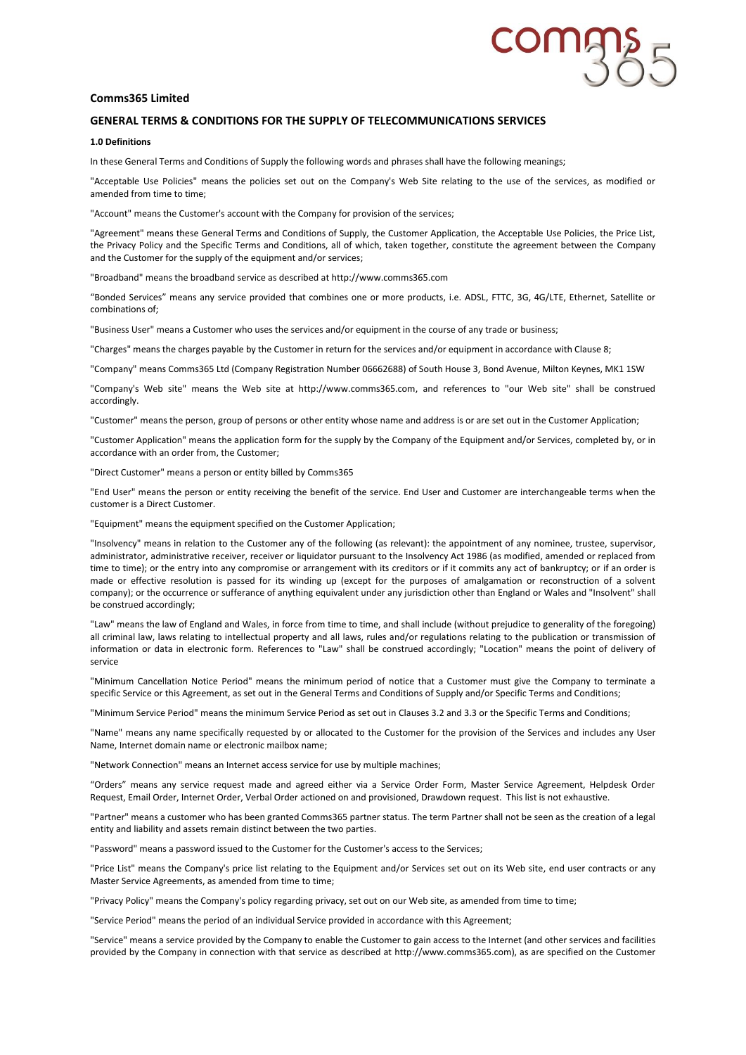**Comms365 Limited**

## GENERAL TERMS & CONDITIONS FOR THE SUPPLY OF TELECOMMUNICATIONS SERVICES

**1.0 Definitions**

In these General Terms and Conditions of Supply the following words and phrases shall have the following meanings;

"Acceptable Use Policies" means the policies set out on the Company's Web Site relating to the use of the services, as modified or amended from time to time;

"Account" means the Customer's account with the Company for provision of the services;

"Agreement" means these General Terms and Conditions of Supply, the Customer Application, the Acceptable Use Policies, the Price List, the Privacy Policy and the Specific Terms and Conditions, all of which, taken together, constitute the agreement between the Company and the Customer for the supply of the equipment and/or services;

"Broadband" means the broadband service as described at http://www.comms365.com

"Bonded Services" means any service provided that combines one or more products, i.e. ADSL, FTTC, 3G, 4G/LTE, Ethernet, Satellite or combinations of;

"Business User" means a Customer who uses the services and/or equipment in the course of any trade or business;

"Charges" means the charges payable by the Customer in return for the services and/or equipment in accordance with Clause 8;

"Company" means Comms365 Ltd (Company Registration Number 06662688) of South House 3, Bond Avenue, Milton Keynes, MK1 1SW

"Company's Web site" means the Web site at http://www.comms365.com, and references to "our Web site" shall be construed accordingly.

"Customer" means the person, group of persons or other entity whose name and address is or are set out in the Customer Application;

"Customer Application" means the application form for the supply by the Company of the Equipment and/or Services, completed by, or in accordance with an order from, the Customer;

"Direct Customer" means a person or entity billed by Comms365

"End User" means the person or entity receiving the benefit of the service. End User and Customer are interchangeable terms when the customer is a Direct Customer.

"Equipment" means the equipment specified on the Customer Application;

"Insolvency" means in relation to the Customer any of the following (as relevant): the appointment of any nominee, trustee, supervisor, administrator, administrative receiver, receiver or liquidator pursuant to the Insolvency Act 1986 (as modified, amended or replaced from time to time); or the entry into any compromise or arrangement with its creditors or if it commits any act of bankruptcy; or if an order is made or effective resolution is passed for its winding up (except for the purposes of amalgamation or reconstruction of a solvent company); or the occurrence or sufferance of anything equivalent under any jurisdiction other than England or Wales and "Insolvent" shall be construed accordingly;

"Law" means the law of England and Wales, in force from time to time, and shall include (without prejudice to generality of the foregoing) all criminal law, laws relating to intellectual property and all laws, rules and/or regulations relating to the publication or transmission of information or data in electronic form. References to "Law" shall be construed accordingly; "Location" means the point of delivery of service

"Minimum Cancellation Notice Period" means the minimum period of notice that a Customer must give the Company to terminate a specific Service or this Agreement, as set out in the General Terms and Conditions of Supply and/or Specific Terms and Conditions;

"Minimum Service Period" means the minimum Service Period as set out in Clauses 3.2 and 3.3 or the Specific Terms and Conditions;

"Name" means any name specifically requested by or allocated to the Customer for the provision of the Services and includes any User Name, Internet domain name or electronic mailbox name;

"Network Connection" means an Internet access service for use by multiple machines;

"Orders" means any service request made and agreed either via a Service Order Form, Master Service Agreement, Helpdesk Order Request, Email Order, Internet Order, Verbal Order actioned on and provisioned, Drawdown request. This list is not exhaustive.

"Partner" means a customer who has been granted Comms365 partner status. The term Partner shall not be seen as the creation of a legal entity and liability and assets remain distinct between the two parties.

"Password" means a password issued to the Customer for the Customer's access to the Services;

"Price List" means the Company's price list relating to the Equipment and/or Services set out on its Web site, end user contracts or any Master Service Agreements, as amended from time to time;

"Privacy Policy" means the Company's policy regarding privacy, set out on our Web site, as amended from time to time;

"Service Period" means the period of an individual Service provided in accordance with this Agreement;

"Service" means a service provided by the Company to enable the Customer to gain access to the Internet (and other services and facilities provided by the Company in connection with that service as described at http://www.comms365.com), as are specified on the Customer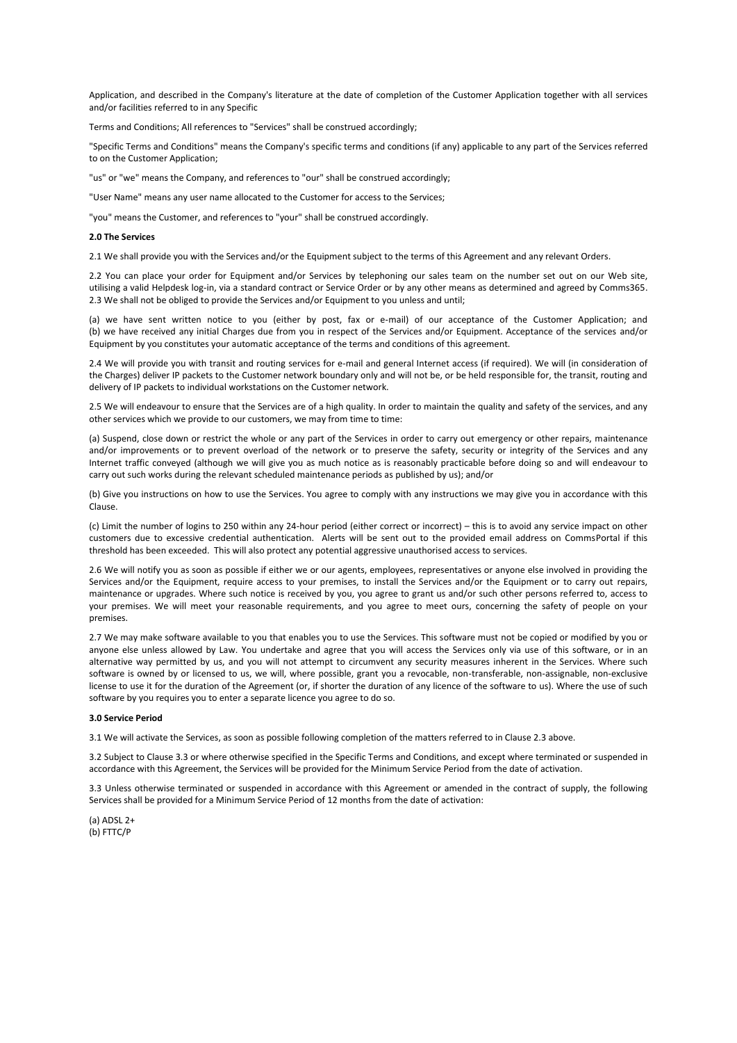Application, and described in the Company's literature at the date of completion of the Customer Application together with all services and/or facilities referred to in any Specific

Terms and Conditions; All references to "Services" shall be construed accordingly;

"Specific Terms and Conditions" means the Company's specific terms and conditions (if any) applicable to any part of the Services referred to on the Customer Application;

"us" or "we" means the Company, and references to "our" shall be construed accordingly;

"User Name" means any user name allocated to the Customer for access to the Services;

"you" means the Customer, and references to "your" shall be construed accordingly.

**2.0 The Services**

2.1 We shall provide you with the Services and/or the Equipment subject to the terms of this Agreement and any relevant Orders.

2.2 You can place your order for Equipment and/or Services by telephoning our sales team on the number set out on our Web site, utilising a valid Helpdesk log-in, via a standard contract or Service Order or by any other means as determined and agreed by Comms365.
2.3 We shall not be obliged to provide the Services and/or Equipment to you unless and until;

(a) we have sent written notice to you (either by post, fax or e-mail) of our acceptance of the Customer Application; and
(b) we have received any initial Charges due from you in respect of the Services and/or Equipment. Acceptance of the services and/or Equipment by you constitutes your automatic acceptance of the terms and conditions of this agreement.

2.4 We will provide you with transit and routing services for e-mail and general Internet access (if required). We will (in consideration of the Charges) deliver IP packets to the Customer network boundary only and will not be, or be held responsible for, the transit, routing and delivery of IP packets to individual workstations on the Customer network.

2.5 We will endeavour to ensure that the Services are of a high quality. In order to maintain the quality and safety of the services, and any other services which we provide to our customers, we may from time to time:

(a) Suspend, close down or restrict the whole or any part of the Services in order to carry out emergency or other repairs, maintenance and/or improvements or to prevent overload of the network or to preserve the safety, security or integrity of the Services and any Internet traffic conveyed (although we will give you as much notice as is reasonably practicable before doing so and will endeavour to carry out such works during the relevant scheduled maintenance periods as published by us); and/or

(b) Give you instructions on how to use the Services. You agree to comply with any instructions we may give you in accordance with this Clause.

(c) Limit the number of logins to 250 within any 24-hour period (either correct or incorrect) – this is to avoid any service impact on other customers due to excessive credential authentication. Alerts will be sent out to the provided email address on CommsPortal if this threshold has been exceeded. This will also protect any potential aggressive unauthorised access to services.

2.6 We will notify you as soon as possible if either we or our agents, employees, representatives or anyone else involved in providing the Services and/or the Equipment, require access to your premises, to install the Services and/or the Equipment or to carry out repairs, maintenance or upgrades. Where such notice is received by you, you agree to grant us and/or such other persons referred to, access to your premises. We will meet your reasonable requirements, and you agree to meet ours, concerning the safety of people on your premises.

2.7 We may make software available to you that enables you to use the Services. This software must not be copied or modified by you or anyone else unless allowed by Law. You undertake and agree that you will access the Services only via use of this software, or in an alternative way permitted by us, and you will not attempt to circumvent any security measures inherent in the Services. Where such software is owned by or licensed to us, we will, where possible, grant you a revocable, non-transferable, non-assignable, non-exclusive license to use it for the duration of the Agreement (or, if shorter the duration of any licence of the software to us). Where the use of such software by you requires you to enter a separate licence you agree to do so.

**3.0 Service Period**

3.1 We will activate the Services, as soon as possible following completion of the matters referred to in Clause 2.3 above.

3.2 Subject to Clause 3.3 or where otherwise specified in the Specific Terms and Conditions, and except where terminated or suspended in accordance with this Agreement, the Services will be provided for the Minimum Service Period from the date of activation.

3.3 Unless otherwise terminated or suspended in accordance with this Agreement or amended in the contract of supply, the following Services shall be provided for a Minimum Service Period of 12 months from the date of activation:

(a) ADSL 2+
(b) FTTC/P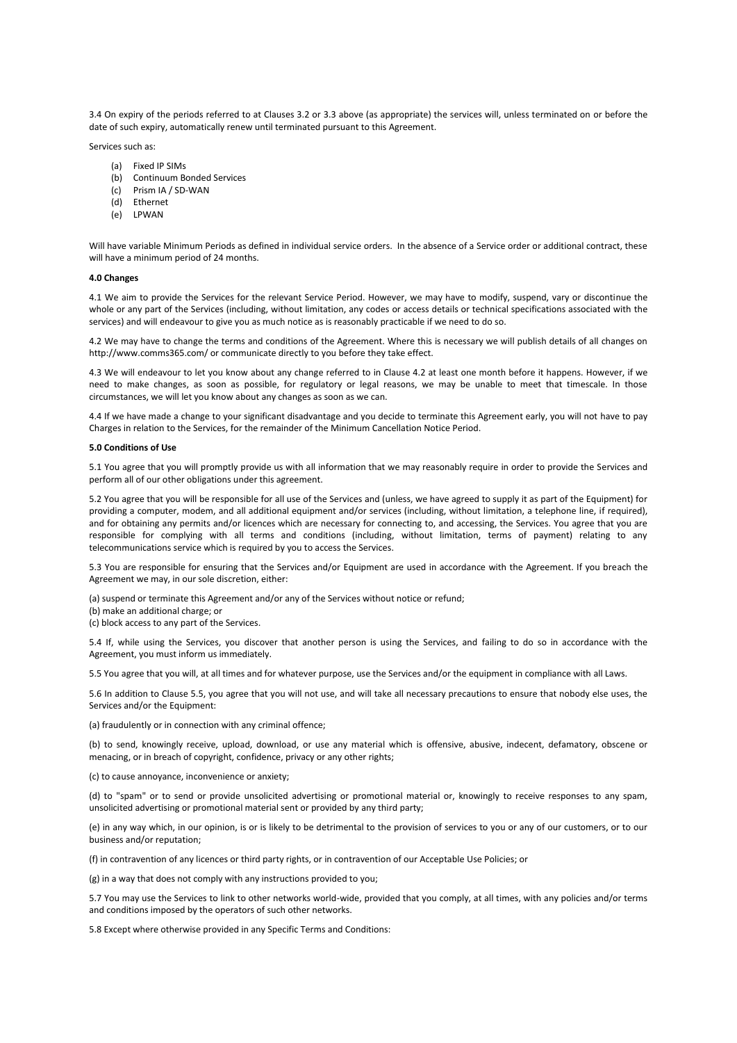3.4 On expiry of the periods referred to at Clauses 3.2 or 3.3 above (as appropriate) the services will, unless terminated on or before the date of such expiry, automatically renew until terminated pursuant to this Agreement.

Services such as:

(a) Fixed IP SIMs
(b) Continuum Bonded Services
(c) Prism IA / SD-WAN
(d) Ethernet
(e) LPWAN

Will have variable Minimum Periods as defined in individual service orders. In the absence of a Service order or additional contract, these will have a minimum period of 24 months.

**4.0 Changes**

4.1 We aim to provide the Services for the relevant Service Period. However, we may have to modify, suspend, vary or discontinue the whole or any part of the Services (including, without limitation, any codes or access details or technical specifications associated with the services) and will endeavour to give you as much notice as is reasonably practicable if we need to do so.

4.2 We may have to change the terms and conditions of the Agreement. Where this is necessary we will publish details of all changes on http://www.comms365.com/ or communicate directly to you before they take effect.

4.3 We will endeavour to let you know about any change referred to in Clause 4.2 at least one month before it happens. However, if we need to make changes, as soon as possible, for regulatory or legal reasons, we may be unable to meet that timescale. In those circumstances, we will let you know about any changes as soon as we can.

4.4 If we have made a change to your significant disadvantage and you decide to terminate this Agreement early, you will not have to pay Charges in relation to the Services, for the remainder of the Minimum Cancellation Notice Period.

**5.0 Conditions of Use**

5.1 You agree that you will promptly provide us with all information that we may reasonably require in order to provide the Services and perform all of our other obligations under this agreement.

5.2 You agree that you will be responsible for all use of the Services and (unless, we have agreed to supply it as part of the Equipment) for providing a computer, modem, and all additional equipment and/or services (including, without limitation, a telephone line, if required), and for obtaining any permits and/or licences which are necessary for connecting to, and accessing, the Services. You agree that you are responsible for complying with all terms and conditions (including, without limitation, terms of payment) relating to any telecommunications service which is required by you to access the Services.

5.3 You are responsible for ensuring that the Services and/or Equipment are used in accordance with the Agreement. If you breach the Agreement we may, in our sole discretion, either:

(a) suspend or terminate this Agreement and/or any of the Services without notice or refund;
(b) make an additional charge; or
(c) block access to any part of the Services.

5.4 If, while using the Services, you discover that another person is using the Services, and failing to do so in accordance with the Agreement, you must inform us immediately.

5.5 You agree that you will, at all times and for whatever purpose, use the Services and/or the equipment in compliance with all Laws.

5.6 In addition to Clause 5.5, you agree that you will not use, and will take all necessary precautions to ensure that nobody else uses, the Services and/or the Equipment:

(a) fraudulently or in connection with any criminal offence;

(b) to send, knowingly receive, upload, download, or use any material which is offensive, abusive, indecent, defamatory, obscene or menacing, or in breach of copyright, confidence, privacy or any other rights;

(c) to cause annoyance, inconvenience or anxiety;

(d) to "spam" or to send or provide unsolicited advertising or promotional material or, knowingly to receive responses to any spam, unsolicited advertising or promotional material sent or provided by any third party;

(e) in any way which, in our opinion, is or is likely to be detrimental to the provision of services to you or any of our customers, or to our business and/or reputation;

(f) in contravention of any licences or third party rights, or in contravention of our Acceptable Use Policies; or

(g) in a way that does not comply with any instructions provided to you;

5.7 You may use the Services to link to other networks world-wide, provided that you comply, at all times, with any policies and/or terms and conditions imposed by the operators of such other networks.

5.8 Except where otherwise provided in any Specific Terms and Conditions: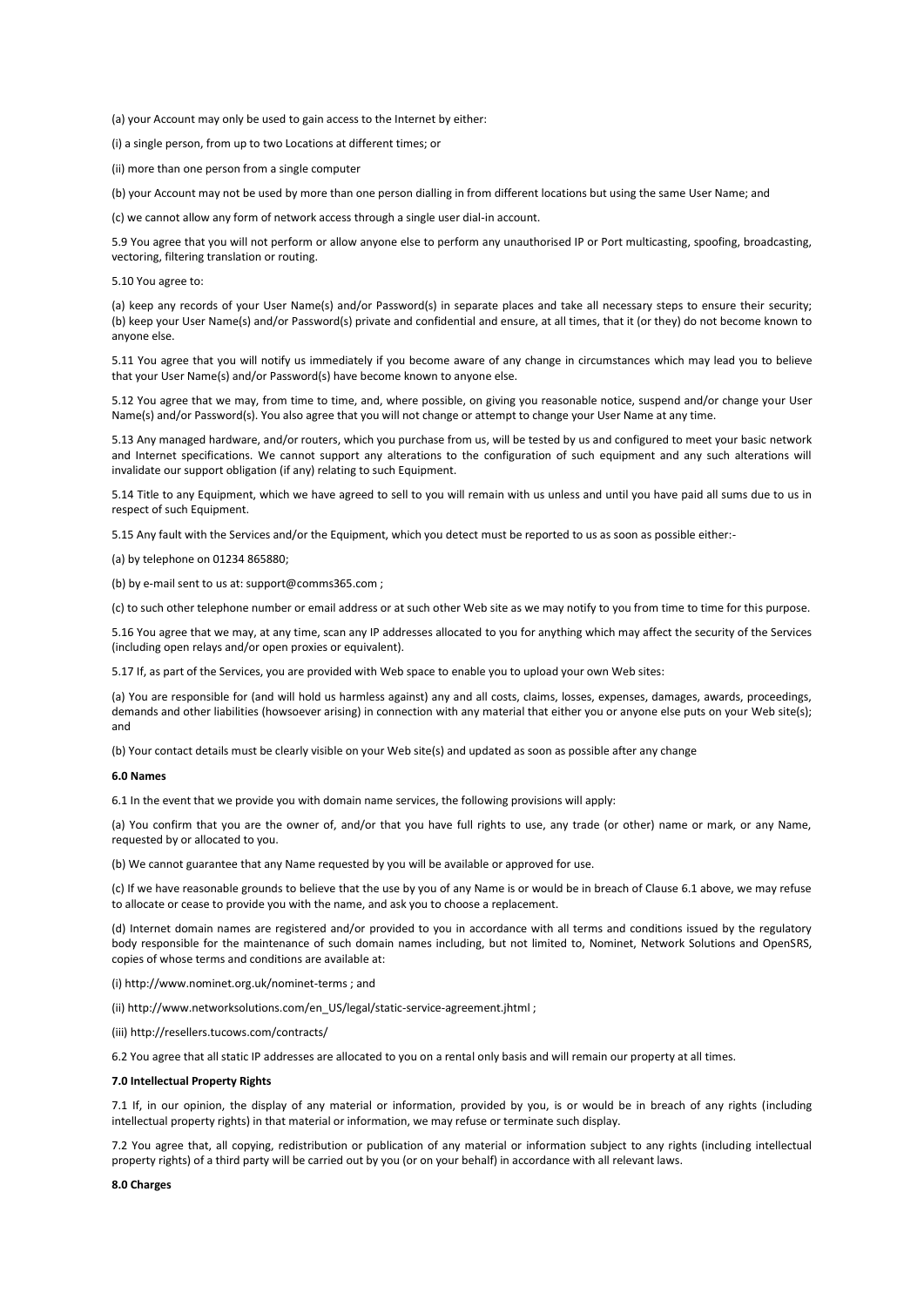(a) your Account may only be used to gain access to the Internet by either:

(i) a single person, from up to two Locations at different times; or

(ii) more than one person from a single computer

(b) your Account may not be used by more than one person dialling in from different locations but using the same User Name; and

(c) we cannot allow any form of network access through a single user dial-in account.

5.9 You agree that you will not perform or allow anyone else to perform any unauthorised IP or Port multicasting, spoofing, broadcasting, vectoring, filtering translation or routing.

5.10 You agree to:

(a) keep any records of your User Name(s) and/or Password(s) in separate places and take all necessary steps to ensure their security; (b) keep your User Name(s) and/or Password(s) private and confidential and ensure, at all times, that it (or they) do not become known to anyone else.

5.11 You agree that you will notify us immediately if you become aware of any change in circumstances which may lead you to believe that your User Name(s) and/or Password(s) have become known to anyone else.

5.12 You agree that we may, from time to time, and, where possible, on giving you reasonable notice, suspend and/or change your User Name(s) and/or Password(s). You also agree that you will not change or attempt to change your User Name at any time.

5.13 Any managed hardware, and/or routers, which you purchase from us, will be tested by us and configured to meet your basic network and Internet specifications. We cannot support any alterations to the configuration of such equipment and any such alterations will invalidate our support obligation (if any) relating to such Equipment.

5.14 Title to any Equipment, which we have agreed to sell to you will remain with us unless and until you have paid all sums due to us in respect of such Equipment.

5.15 Any fault with the Services and/or the Equipment, which you detect must be reported to us as soon as possible either:-

(a) by telephone on 01234 865880;

(b) by e-mail sent to us at: support@comms365.com ;

(c) to such other telephone number or email address or at such other Web site as we may notify to you from time to time for this purpose.

5.16 You agree that we may, at any time, scan any IP addresses allocated to you for anything which may affect the security of the Services (including open relays and/or open proxies or equivalent).

5.17 If, as part of the Services, you are provided with Web space to enable you to upload your own Web sites:

(a) You are responsible for (and will hold us harmless against) any and all costs, claims, losses, expenses, damages, awards, proceedings, demands and other liabilities (howsoever arising) in connection with any material that either you or anyone else puts on your Web site(s); and

(b) Your contact details must be clearly visible on your Web site(s) and updated as soon as possible after any change

**6.0 Names**

6.1 In the event that we provide you with domain name services, the following provisions will apply:

(a) You confirm that you are the owner of, and/or that you have full rights to use, any trade (or other) name or mark, or any Name, requested by or allocated to you.

(b) We cannot guarantee that any Name requested by you will be available or approved for use.

(c) If we have reasonable grounds to believe that the use by you of any Name is or would be in breach of Clause 6.1 above, we may refuse to allocate or cease to provide you with the name, and ask you to choose a replacement.

(d) Internet domain names are registered and/or provided to you in accordance with all terms and conditions issued by the regulatory body responsible for the maintenance of such domain names including, but not limited to, Nominet, Network Solutions and OpenSRS, copies of whose terms and conditions are available at:

(i) http://www.nominet.org.uk/nominet-terms ; and

(ii) http://www.networksolutions.com/en_US/legal/static-service-agreement.jhtml ;

(iii) http://resellers.tucows.com/contracts/

6.2 You agree that all static IP addresses are allocated to you on a rental only basis and will remain our property at all times.

**7.0 Intellectual Property Rights**

7.1 If, in our opinion, the display of any material or information, provided by you, is or would be in breach of any rights (including intellectual property rights) in that material or information, we may refuse or terminate such display.

7.2 You agree that, all copying, redistribution or publication of any material or information subject to any rights (including intellectual property rights) of a third party will be carried out by you (or on your behalf) in accordance with all relevant laws.

**8.0 Charges**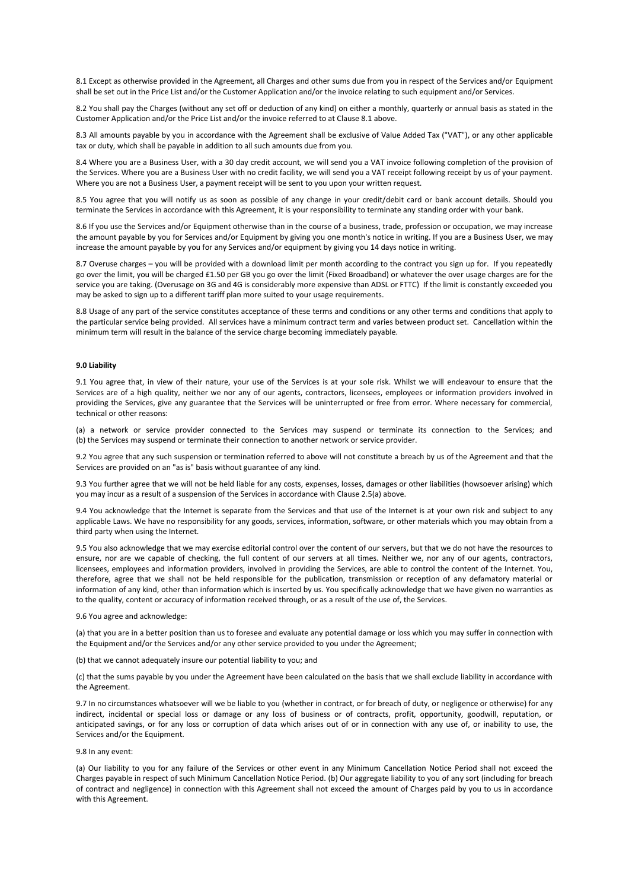8.1 Except as otherwise provided in the Agreement, all Charges and other sums due from you in respect of the Services and/or Equipment shall be set out in the Price List and/or the Customer Application and/or the invoice relating to such equipment and/or Services.

8.2 You shall pay the Charges (without any set off or deduction of any kind) on either a monthly, quarterly or annual basis as stated in the Customer Application and/or the Price List and/or the invoice referred to at Clause 8.1 above.

8.3 All amounts payable by you in accordance with the Agreement shall be exclusive of Value Added Tax ("VAT"), or any other applicable tax or duty, which shall be payable in addition to all such amounts due from you.

8.4 Where you are a Business User, with a 30 day credit account, we will send you a VAT invoice following completion of the provision of the Services. Where you are a Business User with no credit facility, we will send you a VAT receipt following receipt by us of your payment. Where you are not a Business User, a payment receipt will be sent to you upon your written request.

8.5 You agree that you will notify us as soon as possible of any change in your credit/debit card or bank account details. Should you terminate the Services in accordance with this Agreement, it is your responsibility to terminate any standing order with your bank.

8.6 If you use the Services and/or Equipment otherwise than in the course of a business, trade, profession or occupation, we may increase the amount payable by you for Services and/or Equipment by giving you one month's notice in writing. If you are a Business User, we may increase the amount payable by you for any Services and/or equipment by giving you 14 days notice in writing.

8.7 Overuse charges – you will be provided with a download limit per month according to the contract you sign up for. If you repeatedly go over the limit, you will be charged £1.50 per GB you go over the limit (Fixed Broadband) or whatever the over usage charges are for the service you are taking. (Overusage on 3G and 4G is considerably more expensive than ADSL or FTTC) If the limit is constantly exceeded you may be asked to sign up to a different tariff plan more suited to your usage requirements.

8.8 Usage of any part of the service constitutes acceptance of these terms and conditions or any other terms and conditions that apply to the particular service being provided. All services have a minimum contract term and varies between product set. Cancellation within the minimum term will result in the balance of the service charge becoming immediately payable.

**9.0 Liability**

9.1 You agree that, in view of their nature, your use of the Services is at your sole risk. Whilst we will endeavour to ensure that the Services are of a high quality, neither we nor any of our agents, contractors, licensees, employees or information providers involved in providing the Services, give any guarantee that the Services will be uninterrupted or free from error. Where necessary for commercial, technical or other reasons:

(a) a network or service provider connected to the Services may suspend or terminate its connection to the Services; and (b) the Services may suspend or terminate their connection to another network or service provider.

9.2 You agree that any such suspension or termination referred to above will not constitute a breach by us of the Agreement and that the Services are provided on an "as is" basis without guarantee of any kind.

9.3 You further agree that we will not be held liable for any costs, expenses, losses, damages or other liabilities (howsoever arising) which you may incur as a result of a suspension of the Services in accordance with Clause 2.5(a) above.

9.4 You acknowledge that the Internet is separate from the Services and that use of the Internet is at your own risk and subject to any applicable Laws. We have no responsibility for any goods, services, information, software, or other materials which you may obtain from a third party when using the Internet.

9.5 You also acknowledge that we may exercise editorial control over the content of our servers, but that we do not have the resources to ensure, nor are we capable of checking, the full content of our servers at all times. Neither we, nor any of our agents, contractors, licensees, employees and information providers, involved in providing the Services, are able to control the content of the Internet. You, therefore, agree that we shall not be held responsible for the publication, transmission or reception of any defamatory material or information of any kind, other than information which is inserted by us. You specifically acknowledge that we have given no warranties as to the quality, content or accuracy of information received through, or as a result of the use of, the Services.

9.6 You agree and acknowledge:

(a) that you are in a better position than us to foresee and evaluate any potential damage or loss which you may suffer in connection with the Equipment and/or the Services and/or any other service provided to you under the Agreement;

(b) that we cannot adequately insure our potential liability to you; and

(c) that the sums payable by you under the Agreement have been calculated on the basis that we shall exclude liability in accordance with the Agreement.

9.7 In no circumstances whatsoever will we be liable to you (whether in contract, or for breach of duty, or negligence or otherwise) for any indirect, incidental or special loss or damage or any loss of business or of contracts, profit, opportunity, goodwill, reputation, or anticipated savings, or for any loss or corruption of data which arises out of or in connection with any use of, or inability to use, the Services and/or the Equipment.

9.8 In any event:

(a) Our liability to you for any failure of the Services or other event in any Minimum Cancellation Notice Period shall not exceed the Charges payable in respect of such Minimum Cancellation Notice Period. (b) Our aggregate liability to you of any sort (including for breach of contract and negligence) in connection with this Agreement shall not exceed the amount of Charges paid by you to us in accordance with this Agreement.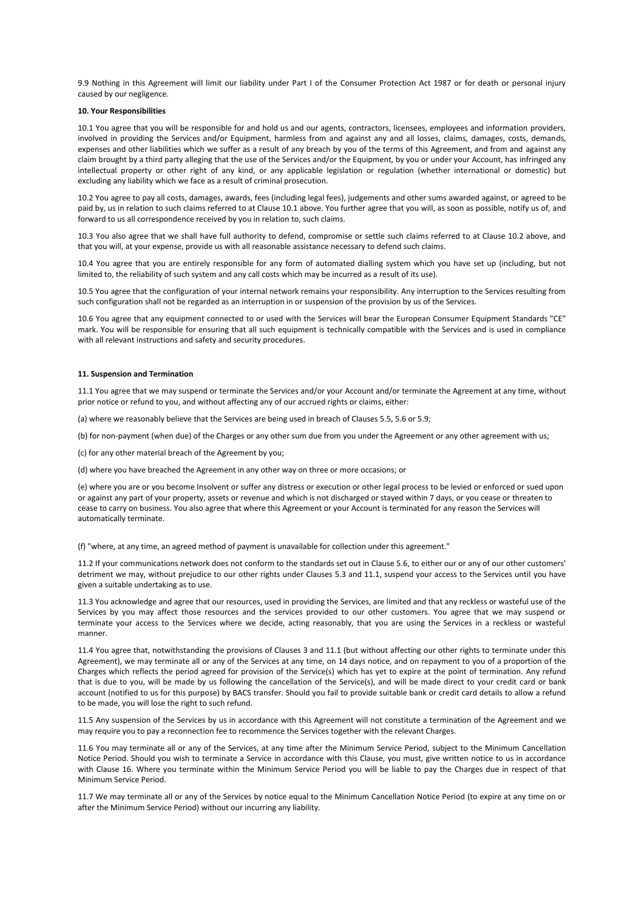9.9 Nothing in this Agreement will limit our liability under Part I of the Consumer Protection Act 1987 or for death or personal injury caused by our negligence.

**10. Your Responsibilities**

10.1 You agree that you will be responsible for and hold us and our agents, contractors, licensees, employees and information providers, involved in providing the Services and/or Equipment, harmless from and against any and all losses, claims, damages, costs, demands, expenses and other liabilities which we suffer as a result of any breach by you of the terms of this Agreement, and from and against any claim brought by a third party alleging that the use of the Services and/or the Equipment, by you or under your Account, has infringed any intellectual property or other right of any kind, or any applicable legislation or regulation (whether international or domestic) but excluding any liability which we face as a result of criminal prosecution.

10.2 You agree to pay all costs, damages, awards, fees (including legal fees), judgements and other sums awarded against, or agreed to be paid by, us in relation to such claims referred to at Clause 10.1 above. You further agree that you will, as soon as possible, notify us of, and forward to us all correspondence received by you in relation to, such claims.

10.3 You also agree that we shall have full authority to defend, compromise or settle such claims referred to at Clause 10.2 above, and that you will, at your expense, provide us with all reasonable assistance necessary to defend such claims.

10.4 You agree that you are entirely responsible for any form of automated dialling system which you have set up (including, but not limited to, the reliability of such system and any call costs which may be incurred as a result of its use).

10.5 You agree that the configuration of your internal network remains your responsibility. Any interruption to the Services resulting from such configuration shall not be regarded as an interruption in or suspension of the provision by us of the Services.

10.6 You agree that any equipment connected to or used with the Services will bear the European Consumer Equipment Standards "CE" mark. You will be responsible for ensuring that all such equipment is technically compatible with the Services and is used in compliance with all relevant instructions and safety and security procedures.

**11. Suspension and Termination**

11.1 You agree that we may suspend or terminate the Services and/or your Account and/or terminate the Agreement at any time, without prior notice or refund to you, and without affecting any of our accrued rights or claims, either:

(a) where we reasonably believe that the Services are being used in breach of Clauses 5.5, 5.6 or 5.9;

(b) for non-payment (when due) of the Charges or any other sum due from you under the Agreement or any other agreement with us;

(c) for any other material breach of the Agreement by you;

(d) where you have breached the Agreement in any other way on three or more occasions; or

(e) where you are or you become Insolvent or suffer any distress or execution or other legal process to be levied or enforced or sued upon or against any part of your property, assets or revenue and which is not discharged or stayed within 7 days, or you cease or threaten to cease to carry on business. You also agree that where this Agreement or your Account is terminated for any reason the Services will automatically terminate.

(f) "where, at any time, an agreed method of payment is unavailable for collection under this agreement."

11.2 If your communications network does not conform to the standards set out in Clause 5.6, to either our or any of our other customers' detriment we may, without prejudice to our other rights under Clauses 5.3 and 11.1, suspend your access to the Services until you have given a suitable undertaking as to use.

11.3 You acknowledge and agree that our resources, used in providing the Services, are limited and that any reckless or wasteful use of the Services by you may affect those resources and the services provided to our other customers. You agree that we may suspend or terminate your access to the Services where we decide, acting reasonably, that you are using the Services in a reckless or wasteful manner.

11.4 You agree that, notwithstanding the provisions of Clauses 3 and 11.1 (but without affecting our other rights to terminate under this Agreement), we may terminate all or any of the Services at any time, on 14 days notice, and on repayment to you of a proportion of the Charges which reflects the period agreed for provision of the Service(s) which has yet to expire at the point of termination. Any refund that is due to you, will be made by us following the cancellation of the Service(s), and will be made direct to your credit card or bank account (notified to us for this purpose) by BACS transfer. Should you fail to provide suitable bank or credit card details to allow a refund to be made, you will lose the right to such refund.

11.5 Any suspension of the Services by us in accordance with this Agreement will not constitute a termination of the Agreement and we may require you to pay a reconnection fee to recommence the Services together with the relevant Charges.

11.6 You may terminate all or any of the Services, at any time after the Minimum Service Period, subject to the Minimum Cancellation Notice Period. Should you wish to terminate a Service in accordance with this Clause, you must, give written notice to us in accordance with Clause 16. Where you terminate within the Minimum Service Period you will be liable to pay the Charges due in respect of that Minimum Service Period.

11.7 We may terminate all or any of the Services by notice equal to the Minimum Cancellation Notice Period (to expire at any time on or after the Minimum Service Period) without our incurring any liability.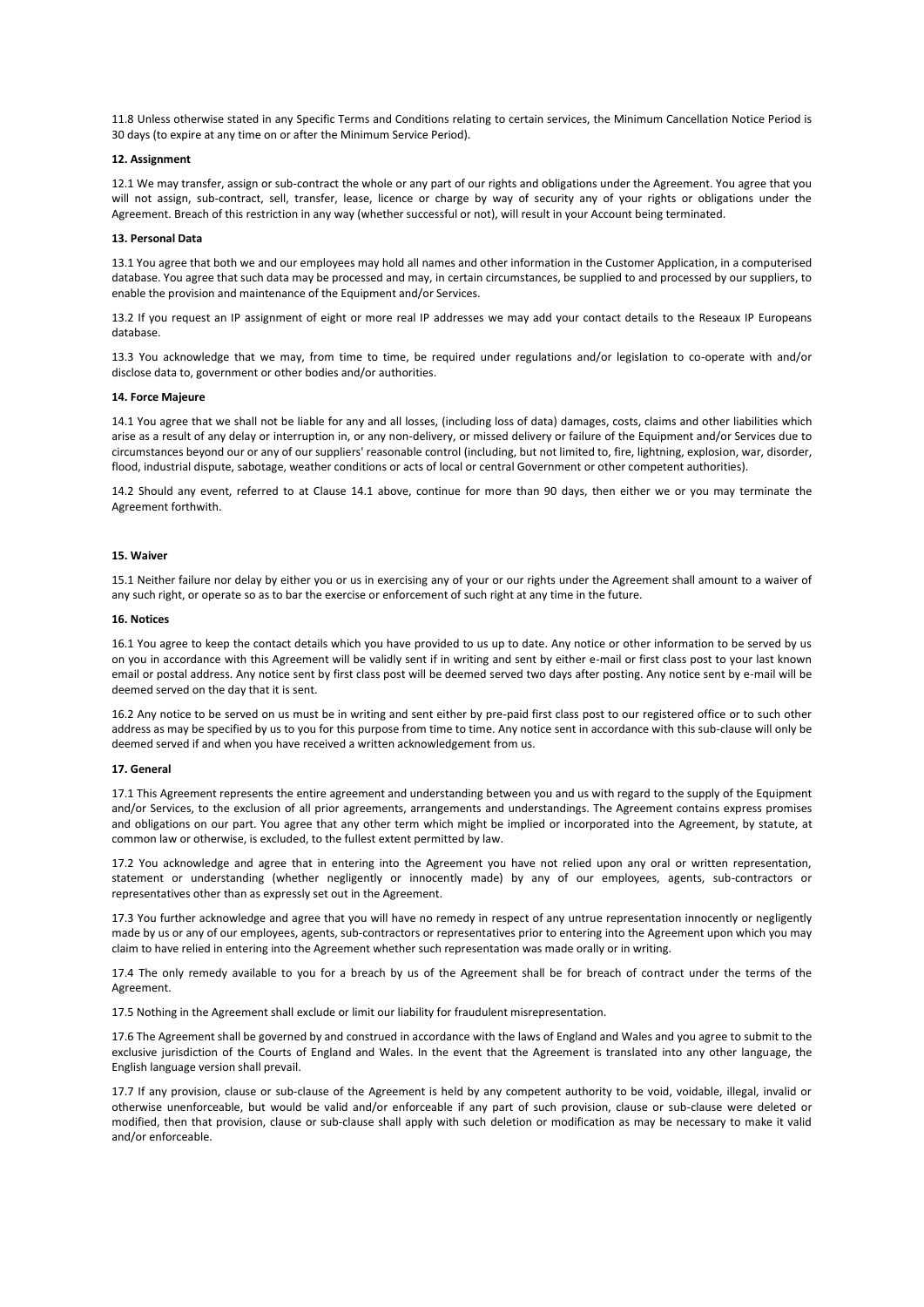11.8 Unless otherwise stated in any Specific Terms and Conditions relating to certain services, the Minimum Cancellation Notice Period is 30 days (to expire at any time on or after the Minimum Service Period).

**12. Assignment**

12.1 We may transfer, assign or sub-contract the whole or any part of our rights and obligations under the Agreement. You agree that you will not assign, sub-contract, sell, transfer, lease, licence or charge by way of security any of your rights or obligations under the Agreement. Breach of this restriction in any way (whether successful or not), will result in your Account being terminated.

**13. Personal Data**

13.1 You agree that both we and our employees may hold all names and other information in the Customer Application, in a computerised database. You agree that such data may be processed and may, in certain circumstances, be supplied to and processed by our suppliers, to enable the provision and maintenance of the Equipment and/or Services.

13.2 If you request an IP assignment of eight or more real IP addresses we may add your contact details to the Reseaux IP Europeans database.

13.3 You acknowledge that we may, from time to time, be required under regulations and/or legislation to co-operate with and/or disclose data to, government or other bodies and/or authorities.

**14. Force Majeure**

14.1 You agree that we shall not be liable for any and all losses, (including loss of data) damages, costs, claims and other liabilities which arise as a result of any delay or interruption in, or any non-delivery, or missed delivery or failure of the Equipment and/or Services due to circumstances beyond our or any of our suppliers' reasonable control (including, but not limited to, fire, lightning, explosion, war, disorder, flood, industrial dispute, sabotage, weather conditions or acts of local or central Government or other competent authorities).

14.2 Should any event, referred to at Clause 14.1 above, continue for more than 90 days, then either we or you may terminate the Agreement forthwith.

**15. Waiver**

15.1 Neither failure nor delay by either you or us in exercising any of your or our rights under the Agreement shall amount to a waiver of any such right, or operate so as to bar the exercise or enforcement of such right at any time in the future.

**16. Notices**

16.1 You agree to keep the contact details which you have provided to us up to date. Any notice or other information to be served by us on you in accordance with this Agreement will be validly sent if in writing and sent by either e-mail or first class post to your last known email or postal address. Any notice sent by first class post will be deemed served two days after posting. Any notice sent by e-mail will be deemed served on the day that it is sent.

16.2 Any notice to be served on us must be in writing and sent either by pre-paid first class post to our registered office or to such other address as may be specified by us to you for this purpose from time to time. Any notice sent in accordance with this sub-clause will only be deemed served if and when you have received a written acknowledgement from us.

**17. General**

17.1 This Agreement represents the entire agreement and understanding between you and us with regard to the supply of the Equipment and/or Services, to the exclusion of all prior agreements, arrangements and understandings. The Agreement contains express promises and obligations on our part. You agree that any other term which might be implied or incorporated into the Agreement, by statute, at common law or otherwise, is excluded, to the fullest extent permitted by law.

17.2 You acknowledge and agree that in entering into the Agreement you have not relied upon any oral or written representation, statement or understanding (whether negligently or innocently made) by any of our employees, agents, sub-contractors or representatives other than as expressly set out in the Agreement.

17.3 You further acknowledge and agree that you will have no remedy in respect of any untrue representation innocently or negligently made by us or any of our employees, agents, sub-contractors or representatives prior to entering into the Agreement upon which you may claim to have relied in entering into the Agreement whether such representation was made orally or in writing.

17.4 The only remedy available to you for a breach by us of the Agreement shall be for breach of contract under the terms of the Agreement.

17.5 Nothing in the Agreement shall exclude or limit our liability for fraudulent misrepresentation.

17.6 The Agreement shall be governed by and construed in accordance with the laws of England and Wales and you agree to submit to the exclusive jurisdiction of the Courts of England and Wales. In the event that the Agreement is translated into any other language, the English language version shall prevail.

17.7 If any provision, clause or sub-clause of the Agreement is held by any competent authority to be void, voidable, illegal, invalid or otherwise unenforceable, but would be valid and/or enforceable if any part of such provision, clause or sub-clause were deleted or modified, then that provision, clause or sub-clause shall apply with such deletion or modification as may be necessary to make it valid and/or enforceable.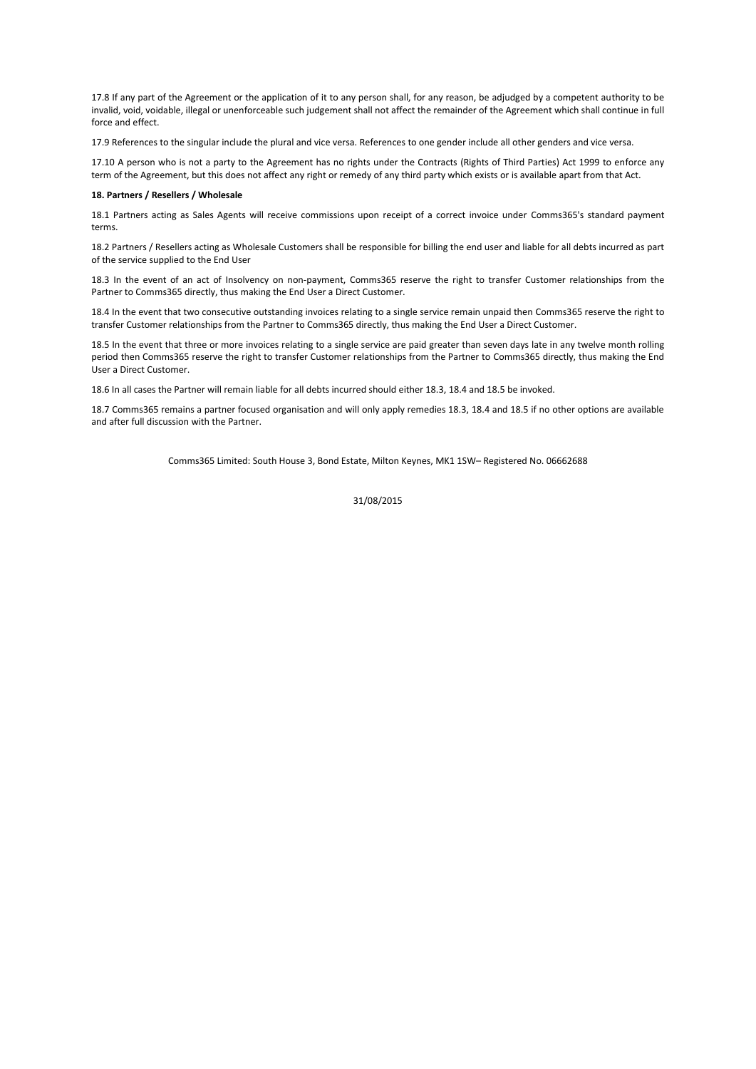17.8 If any part of the Agreement or the application of it to any person shall, for any reason, be adjudged by a competent authority to be invalid, void, voidable, illegal or unenforceable such judgement shall not affect the remainder of the Agreement which shall continue in full force and effect.

17.9 References to the singular include the plural and vice versa. References to one gender include all other genders and vice versa.

17.10 A person who is not a party to the Agreement has no rights under the Contracts (Rights of Third Parties) Act 1999 to enforce any term of the Agreement, but this does not affect any right or remedy of any third party which exists or is available apart from that Act.

**18. Partners / Resellers / Wholesale**

18.1 Partners acting as Sales Agents will receive commissions upon receipt of a correct invoice under Comms365's standard payment terms.

18.2 Partners / Resellers acting as Wholesale Customers shall be responsible for billing the end user and liable for all debts incurred as part of the service supplied to the End User

18.3 In the event of an act of Insolvency on non-payment, Comms365 reserve the right to transfer Customer relationships from the Partner to Comms365 directly, thus making the End User a Direct Customer.

18.4 In the event that two consecutive outstanding invoices relating to a single service remain unpaid then Comms365 reserve the right to transfer Customer relationships from the Partner to Comms365 directly, thus making the End User a Direct Customer.

18.5 In the event that three or more invoices relating to a single service are paid greater than seven days late in any twelve month rolling period then Comms365 reserve the right to transfer Customer relationships from the Partner to Comms365 directly, thus making the End User a Direct Customer.

18.6 In all cases the Partner will remain liable for all debts incurred should either 18.3, 18.4 and 18.5 be invoked.

18.7 Comms365 remains a partner focused organisation and will only apply remedies 18.3, 18.4 and 18.5 if no other options are available and after full discussion with the Partner.

Comms365 Limited: South House 3, Bond Estate, Milton Keynes, MK1 1SW– Registered No. 06662688

31/08/2015